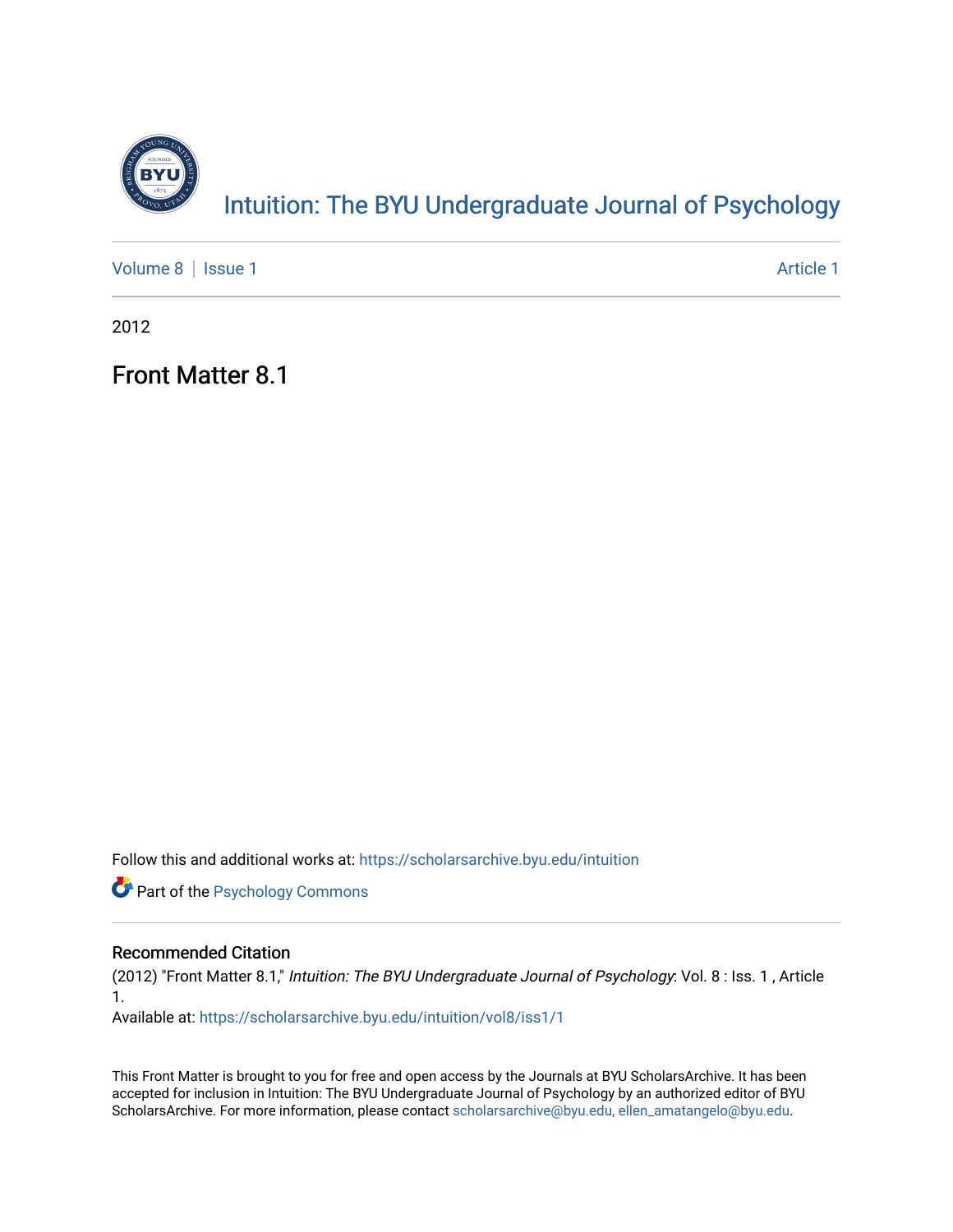# Intuition: The BYU Undergraduate Journal of Psychology

Volume 8 | Issue 1 — Article 1

2012

## Front Matter 8.1

Follow this and additional works at: https://scholarsarchive.byu.edu/intuition

Part of the Psychology Commons

### Recommended Citation

(2012) "Front Matter 8.1," *Intuition: The BYU Undergraduate Journal of Psychology*: Vol. 8 : Iss. 1 , Article 1.

Available at: https://scholarsarchive.byu.edu/intuition/vol8/iss1/1

This Front Matter is brought to you for free and open access by the Journals at BYU ScholarsArchive. It has been accepted for inclusion in Intuition: The BYU Undergraduate Journal of Psychology by an authorized editor of BYU ScholarsArchive. For more information, please contact scholarsarchive@byu.edu, ellen_amatangelo@byu.edu.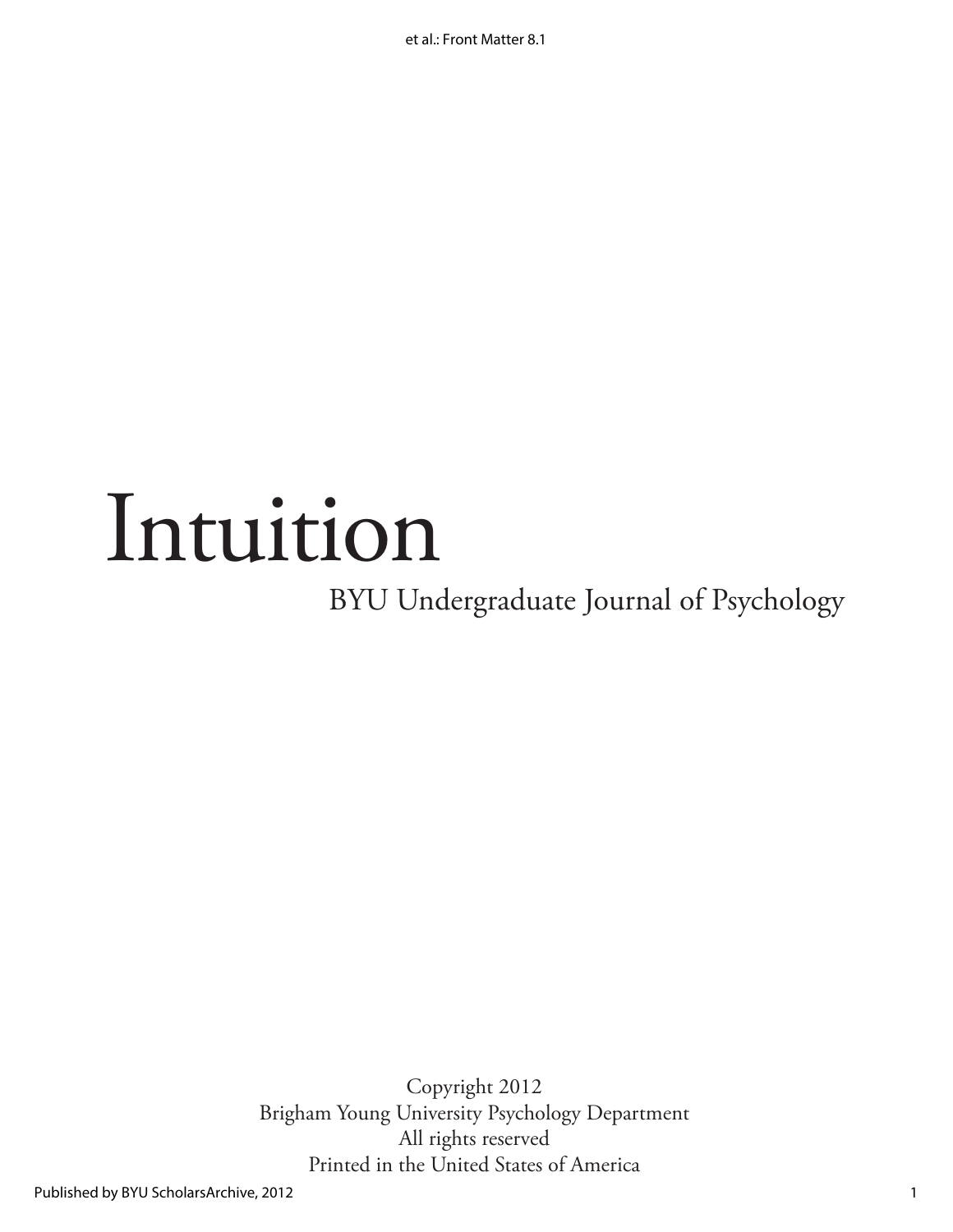# Intuition

BYU Undergraduate Journal of Psychology

Copyright 2012
Brigham Young University Psychology Department
All rights reserved
Printed in the United States of America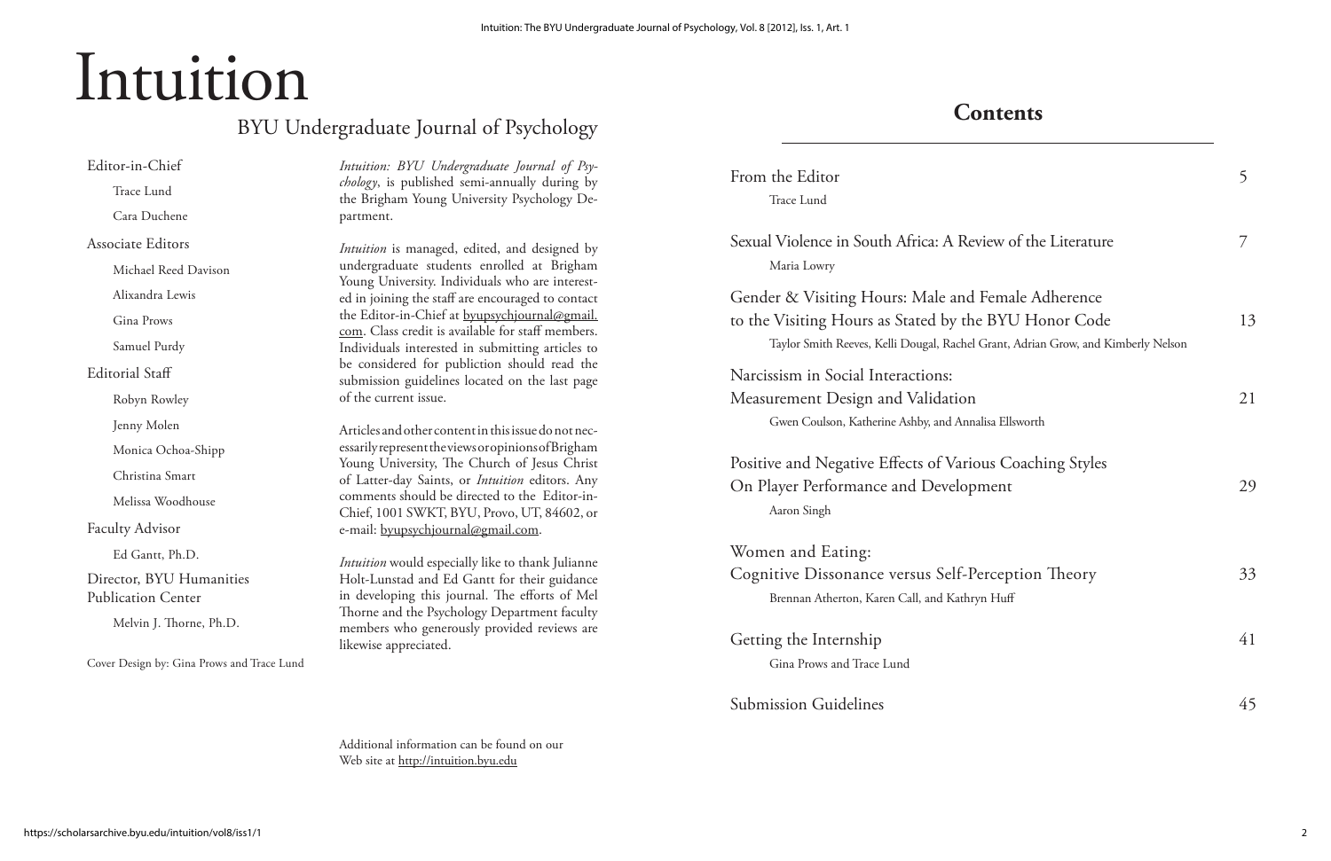# Intuition

## BYU Undergraduate Journal of Psychology

Editor-in-Chief

Trace Lund

Cara Duchene

Associate Editors

Michael Reed Davison

Alixandra Lewis

Gina Prows

Samuel Purdy

Editorial Staff

Robyn Rowley

Jenny Molen

Monica Ochoa-Shipp

Christina Smart

Melissa Woodhouse

Faculty Advisor

Ed Gantt, Ph.D.

Director, BYU Humanities Publication Center

Melvin J. Thorne, Ph.D.

Cover Design by: Gina Prows and Trace Lund

*Intuition: BYU Undergraduate Journal of Psychology*, is published semi-annually during by the Brigham Young University Psychology Department.

*Intuition* is managed, edited, and designed by undergraduate students enrolled at Brigham Young University. Individuals who are interested in joining the staff are encouraged to contact the Editor-in-Chief at byupsychjournal@gmail.com. Class credit is available for staff members. Individuals interested in submitting articles to be considered for publication should read the submission guidelines located on the last page of the current issue.

Articles and other content in this issue do not necessarily represent the views or opinions of Brigham Young University, The Church of Jesus Christ of Latter-day Saints, or *Intuition* editors. Any comments should be directed to the Editor-in-Chief, 1001 SWKT, BYU, Provo, UT, 84602, or e-mail: byupsychjournal@gmail.com.

*Intuition* would especially like to thank Julianne Holt-Lunstad and Ed Gantt for their guidance in developing this journal. The efforts of Mel Thorne and the Psychology Department faculty members who generously provided reviews are likewise appreciated.

Additional information can be found on our Web site at http://intuition.byu.edu

## Contents

From the Editor — 5
Trace Lund

Sexual Violence in South Africa: A Review of the Literature — 7
Maria Lowry

Gender & Visiting Hours: Male and Female Adherence to the Visiting Hours as Stated by the BYU Honor Code — 13
Taylor Smith Reeves, Kelli Dougal, Rachel Grant, Adrian Grow, and Kimberly Nelson

Narcissism in Social Interactions: Measurement Design and Validation — 21
Gwen Coulson, Katherine Ashby, and Annalisa Ellsworth

Positive and Negative Effects of Various Coaching Styles On Player Performance and Development — 29
Aaron Singh

Women and Eating: Cognitive Dissonance versus Self-Perception Theory — 33
Brennan Atherton, Karen Call, and Kathryn Huff

Getting the Internship — 41
Gina Prows and Trace Lund

Submission Guidelines — 45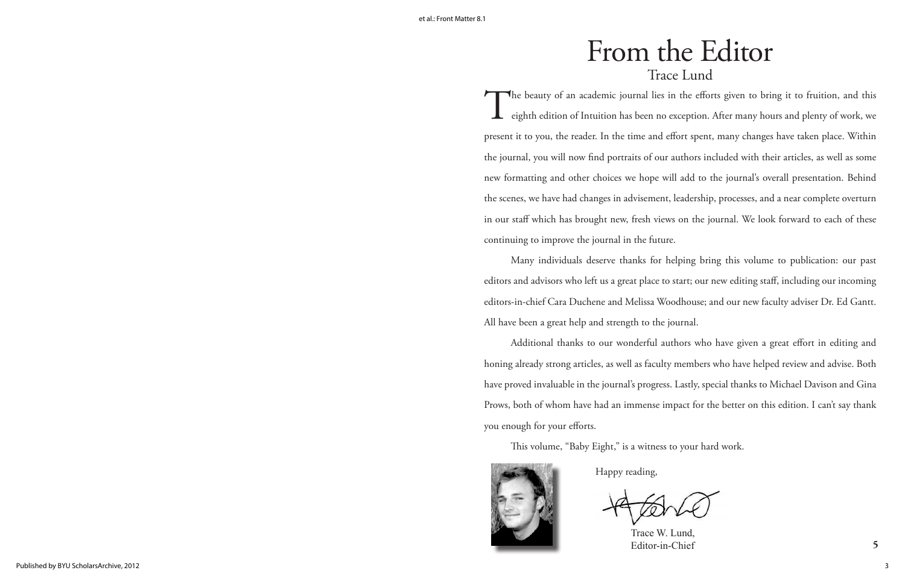# From the Editor

## Trace Lund

The beauty of an academic journal lies in the efforts given to bring it to fruition, and this eighth edition of Intuition has been no exception. After many hours and plenty of work, we present it to you, the reader. In the time and effort spent, many changes have taken place. Within the journal, you will now find portraits of our authors included with their articles, as well as some new formatting and other choices we hope will add to the journal's overall presentation. Behind the scenes, we have had changes in advisement, leadership, processes, and a near complete overturn in our staff which has brought new, fresh views on the journal. We look forward to each of these continuing to improve the journal in the future.

Many individuals deserve thanks for helping bring this volume to publication: our past editors and advisors who left us a great place to start; our new editing staff, including our incoming editors-in-chief Cara Duchene and Melissa Woodhouse; and our new faculty adviser Dr. Ed Gantt. All have been a great help and strength to the journal.

Additional thanks to our wonderful authors who have given a great effort in editing and honing already strong articles, as well as faculty members who have helped review and advise. Both have proved invaluable in the journal's progress. Lastly, special thanks to Michael Davison and Gina Prows, both of whom have had an immense impact for the better on this edition. I can't say thank you enough for your efforts.

This volume, "Baby Eight," is a witness to your hard work.

Happy reading,

Trace W. Lund,
Editor-in-Chief